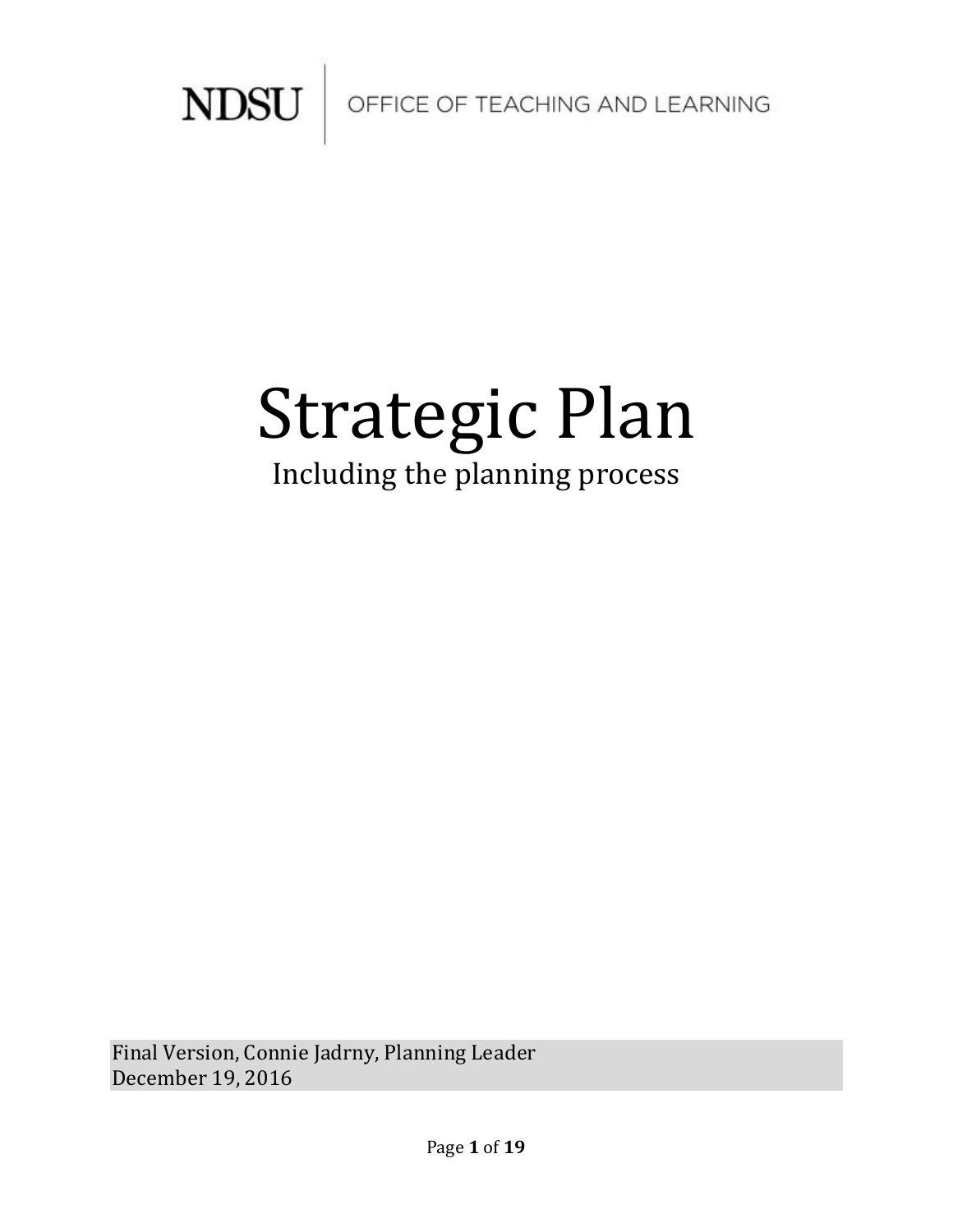NDSU | OFFICE OF TEACHING AND LEARNING

# Strategic Plan

Including the planning process

Final Version, Connie Jadrny, Planning Leader
December 19, 2016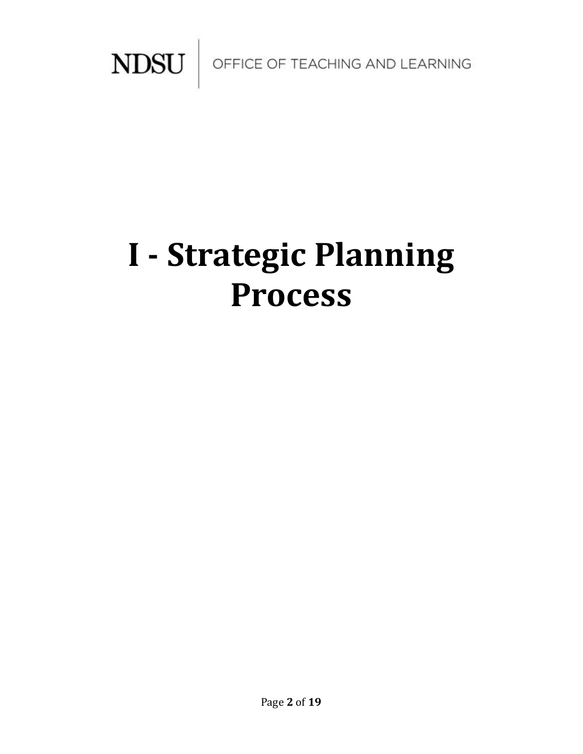# I - Strategic Planning Process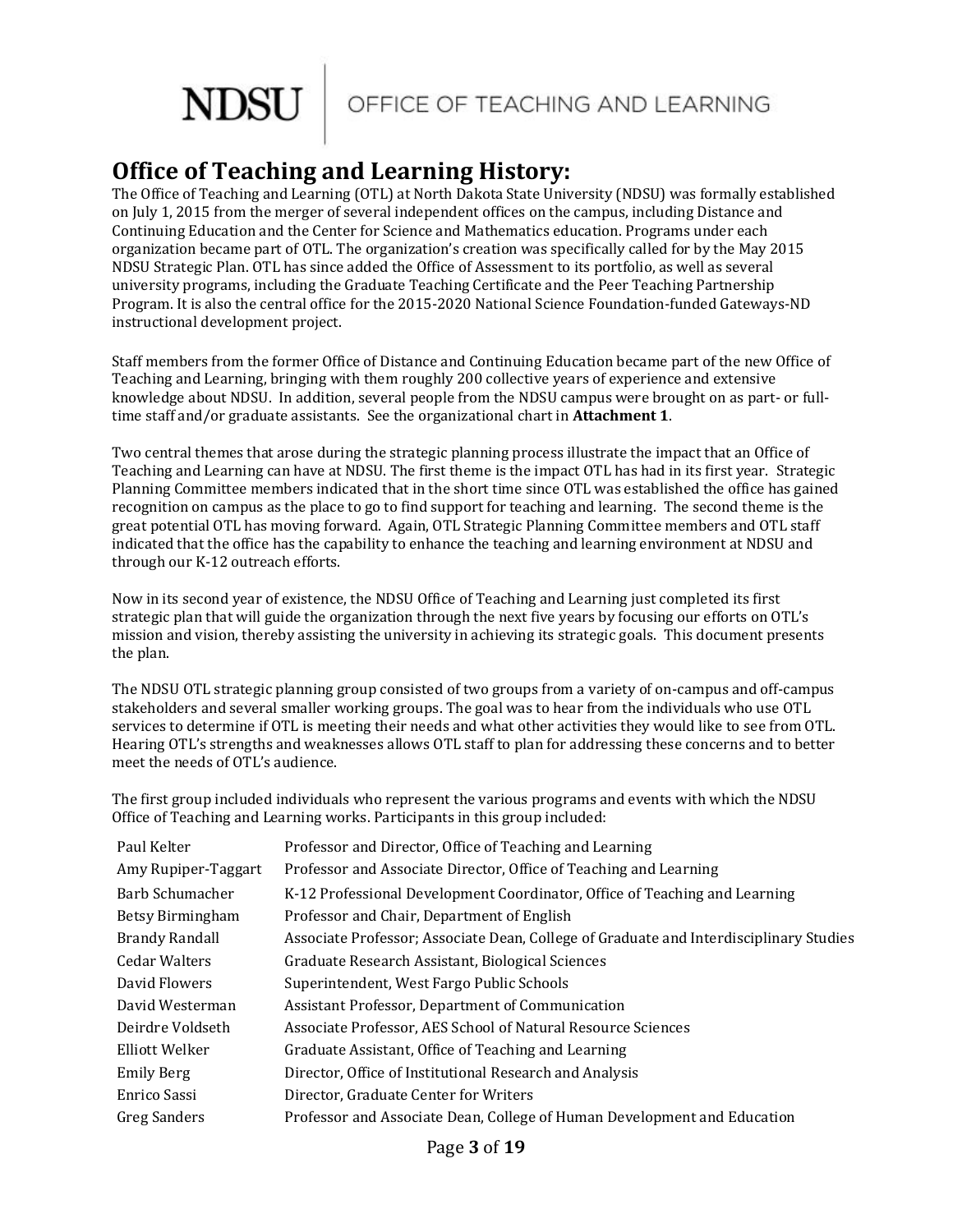## Office of Teaching and Learning History:

The Office of Teaching and Learning (OTL) at North Dakota State University (NDSU) was formally established on July 1, 2015 from the merger of several independent offices on the campus, including Distance and Continuing Education and the Center for Science and Mathematics education. Programs under each organization became part of OTL. The organization's creation was specifically called for by the May 2015 NDSU Strategic Plan. OTL has since added the Office of Assessment to its portfolio, as well as several university programs, including the Graduate Teaching Certificate and the Peer Teaching Partnership Program. It is also the central office for the 2015-2020 National Science Foundation-funded Gateways-ND instructional development project.

Staff members from the former Office of Distance and Continuing Education became part of the new Office of Teaching and Learning, bringing with them roughly 200 collective years of experience and extensive knowledge about NDSU. In addition, several people from the NDSU campus were brought on as part- or full-time staff and/or graduate assistants. See the organizational chart in **Attachment 1**.

Two central themes that arose during the strategic planning process illustrate the impact that an Office of Teaching and Learning can have at NDSU. The first theme is the impact OTL has had in its first year. Strategic Planning Committee members indicated that in the short time since OTL was established the office has gained recognition on campus as the place to go to find support for teaching and learning. The second theme is the great potential OTL has moving forward. Again, OTL Strategic Planning Committee members and OTL staff indicated that the office has the capability to enhance the teaching and learning environment at NDSU and through our K-12 outreach efforts.

Now in its second year of existence, the NDSU Office of Teaching and Learning just completed its first strategic plan that will guide the organization through the next five years by focusing our efforts on OTL's mission and vision, thereby assisting the university in achieving its strategic goals. This document presents the plan.

The NDSU OTL strategic planning group consisted of two groups from a variety of on-campus and off-campus stakeholders and several smaller working groups. The goal was to hear from the individuals who use OTL services to determine if OTL is meeting their needs and what other activities they would like to see from OTL. Hearing OTL's strengths and weaknesses allows OTL staff to plan for addressing these concerns and to better meet the needs of OTL's audience.

The first group included individuals who represent the various programs and events with which the NDSU Office of Teaching and Learning works. Participants in this group included:

| | |
|---|---|
| Paul Kelter | Professor and Director, Office of Teaching and Learning |
| Amy Rupiper-Taggart | Professor and Associate Director, Office of Teaching and Learning |
| Barb Schumacher | K-12 Professional Development Coordinator, Office of Teaching and Learning |
| Betsy Birmingham | Professor and Chair, Department of English |
| Brandy Randall | Associate Professor; Associate Dean, College of Graduate and Interdisciplinary Studies |
| Cedar Walters | Graduate Research Assistant, Biological Sciences |
| David Flowers | Superintendent, West Fargo Public Schools |
| David Westerman | Assistant Professor, Department of Communication |
| Deirdre Voldseth | Associate Professor, AES School of Natural Resource Sciences |
| Elliott Welker | Graduate Assistant, Office of Teaching and Learning |
| Emily Berg | Director, Office of Institutional Research and Analysis |
| Enrico Sassi | Director, Graduate Center for Writers |
| Greg Sanders | Professor and Associate Dean, College of Human Development and Education |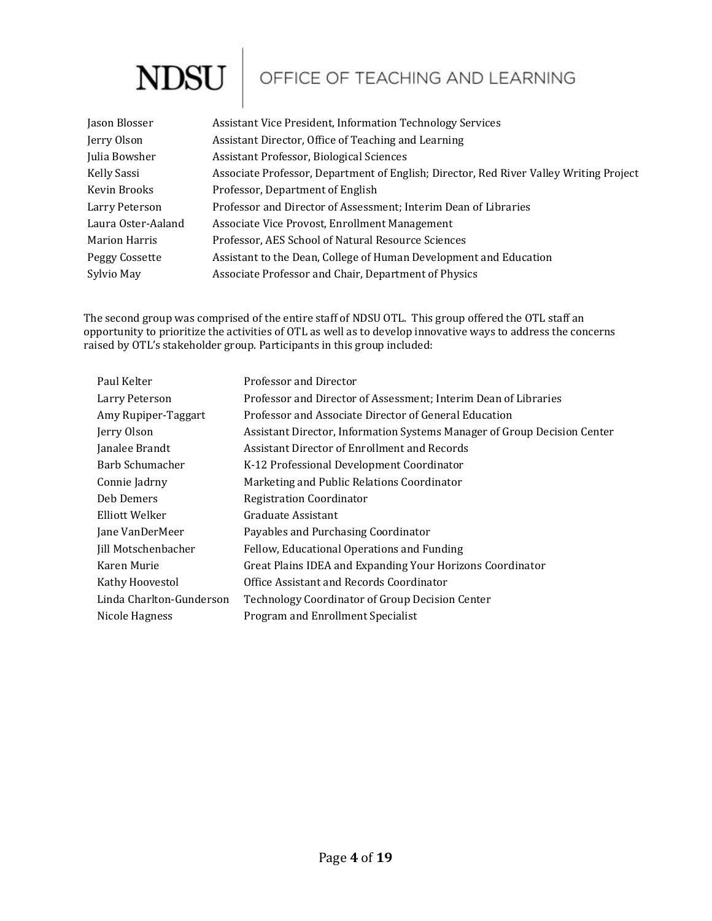| | |
|---|---|
| Jason Blosser | Assistant Vice President, Information Technology Services |
| Jerry Olson | Assistant Director, Office of Teaching and Learning |
| Julia Bowsher | Assistant Professor, Biological Sciences |
| Kelly Sassi | Associate Professor, Department of English; Director, Red River Valley Writing Project |
| Kevin Brooks | Professor, Department of English |
| Larry Peterson | Professor and Director of Assessment; Interim Dean of Libraries |
| Laura Oster-Aaland | Associate Vice Provost, Enrollment Management |
| Marion Harris | Professor, AES School of Natural Resource Sciences |
| Peggy Cossette | Assistant to the Dean, College of Human Development and Education |
| Sylvio May | Associate Professor and Chair, Department of Physics |

The second group was comprised of the entire staff of NDSU OTL. This group offered the OTL staff an opportunity to prioritize the activities of OTL as well as to develop innovative ways to address the concerns raised by OTL's stakeholder group. Participants in this group included:

| | |
|---|---|
| Paul Kelter | Professor and Director |
| Larry Peterson | Professor and Director of Assessment; Interim Dean of Libraries |
| Amy Rupiper-Taggart | Professor and Associate Director of General Education |
| Jerry Olson | Assistant Director, Information Systems Manager of Group Decision Center |
| Janalee Brandt | Assistant Director of Enrollment and Records |
| Barb Schumacher | K-12 Professional Development Coordinator |
| Connie Jadrny | Marketing and Public Relations Coordinator |
| Deb Demers | Registration Coordinator |
| Elliott Welker | Graduate Assistant |
| Jane VanDerMeer | Payables and Purchasing Coordinator |
| Jill Motschenbacher | Fellow, Educational Operations and Funding |
| Karen Murie | Great Plains IDEA and Expanding Your Horizons Coordinator |
| Kathy Hoovestol | Office Assistant and Records Coordinator |
| Linda Charlton-Gunderson | Technology Coordinator of Group Decision Center |
| Nicole Hagness | Program and Enrollment Specialist |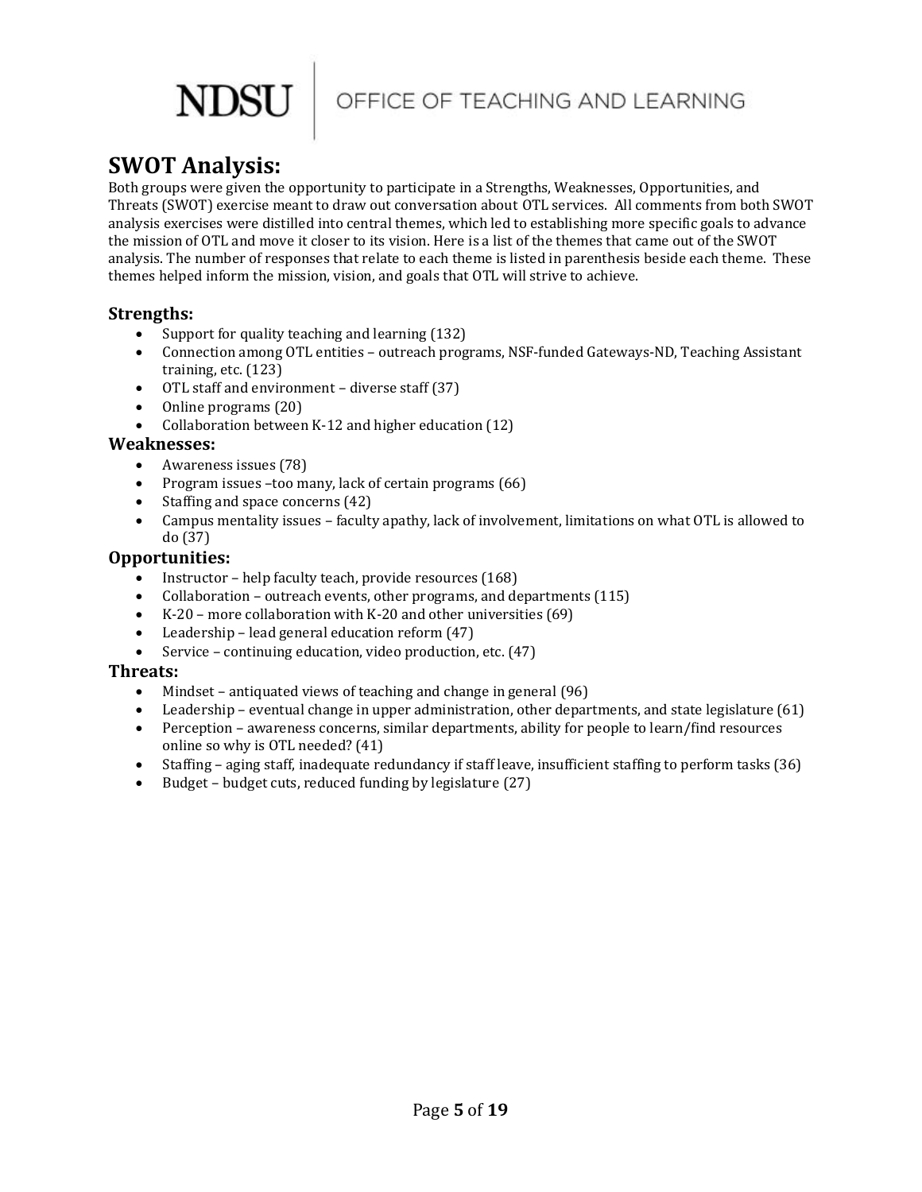## SWOT Analysis:

Both groups were given the opportunity to participate in a Strengths, Weaknesses, Opportunities, and Threats (SWOT) exercise meant to draw out conversation about OTL services. All comments from both SWOT analysis exercises were distilled into central themes, which led to establishing more specific goals to advance the mission of OTL and move it closer to its vision. Here is a list of the themes that came out of the SWOT analysis. The number of responses that relate to each theme is listed in parenthesis beside each theme. These themes helped inform the mission, vision, and goals that OTL will strive to achieve.

### Strengths:

- Support for quality teaching and learning (132)
- Connection among OTL entities – outreach programs, NSF-funded Gateways-ND, Teaching Assistant training, etc. (123)
- OTL staff and environment – diverse staff (37)
- Online programs (20)
- Collaboration between K-12 and higher education (12)

### Weaknesses:

- Awareness issues (78)
- Program issues –too many, lack of certain programs (66)
- Staffing and space concerns (42)
- Campus mentality issues – faculty apathy, lack of involvement, limitations on what OTL is allowed to do (37)

### Opportunities:

- Instructor – help faculty teach, provide resources (168)
- Collaboration – outreach events, other programs, and departments (115)
- K-20 – more collaboration with K-20 and other universities (69)
- Leadership – lead general education reform (47)
- Service – continuing education, video production, etc. (47)

### Threats:

- Mindset – antiquated views of teaching and change in general (96)
- Leadership – eventual change in upper administration, other departments, and state legislature (61)
- Perception – awareness concerns, similar departments, ability for people to learn/find resources online so why is OTL needed? (41)
- Staffing – aging staff, inadequate redundancy if staff leave, insufficient staffing to perform tasks (36)
- Budget – budget cuts, reduced funding by legislature (27)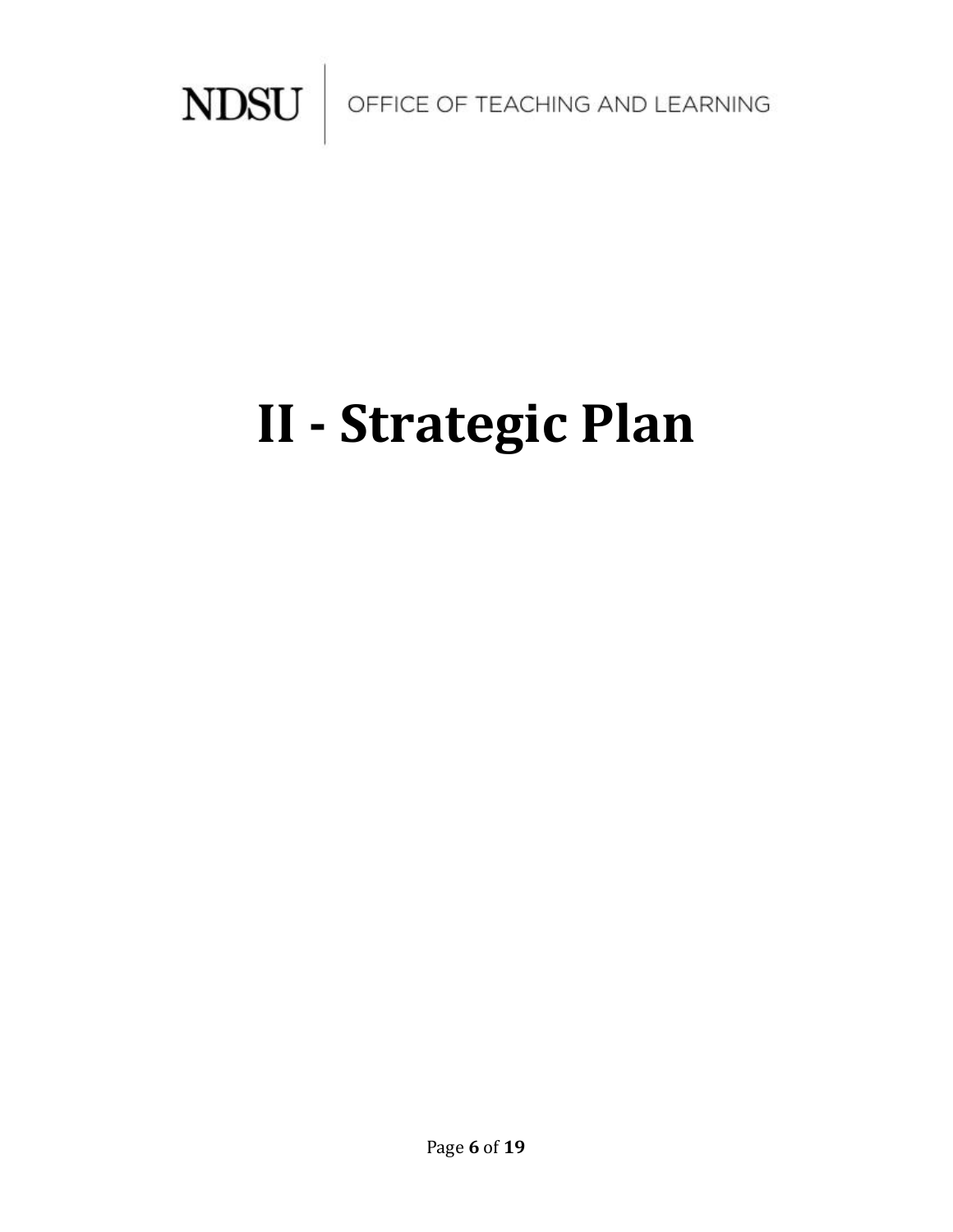# II - Strategic Plan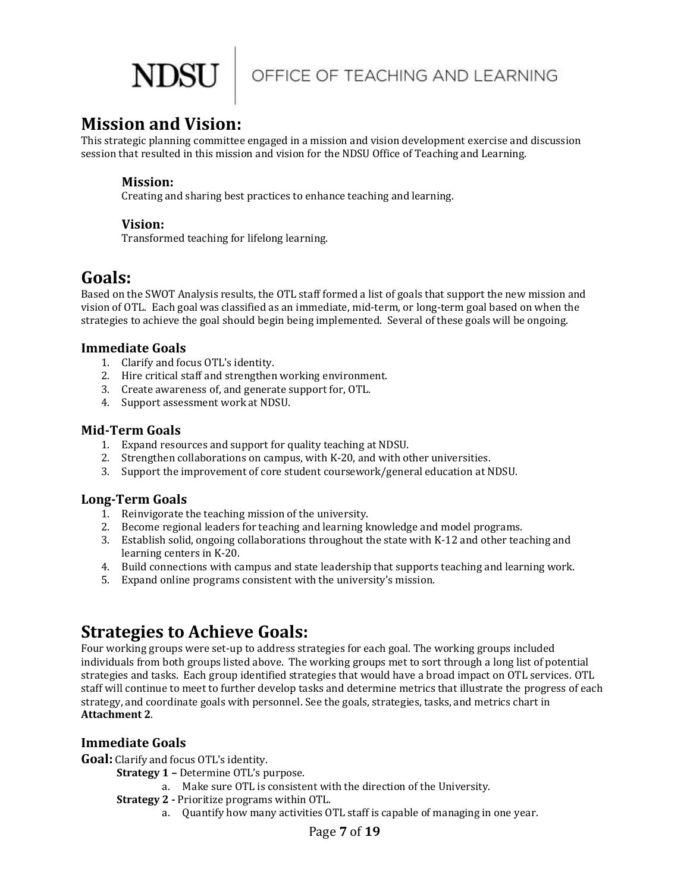## Mission and Vision:

This strategic planning committee engaged in a mission and vision development exercise and discussion session that resulted in this mission and vision for the NDSU Office of Teaching and Learning.

### Mission:

Creating and sharing best practices to enhance teaching and learning.

### Vision:

Transformed teaching for lifelong learning.

## Goals:

Based on the SWOT Analysis results, the OTL staff formed a list of goals that support the new mission and vision of OTL. Each goal was classified as an immediate, mid-term, or long-term goal based on when the strategies to achieve the goal should begin being implemented. Several of these goals will be ongoing.

### Immediate Goals

1. Clarify and focus OTL's identity.
2. Hire critical staff and strengthen working environment.
3. Create awareness of, and generate support for, OTL.
4. Support assessment work at NDSU.

### Mid-Term Goals

1. Expand resources and support for quality teaching at NDSU.
2. Strengthen collaborations on campus, with K-20, and with other universities.
3. Support the improvement of core student coursework/general education at NDSU.

### Long-Term Goals

1. Reinvigorate the teaching mission of the university.
2. Become regional leaders for teaching and learning knowledge and model programs.
3. Establish solid, ongoing collaborations throughout the state with K-12 and other teaching and learning centers in K-20.
4. Build connections with campus and state leadership that supports teaching and learning work.
5. Expand online programs consistent with the university's mission.

## Strategies to Achieve Goals:

Four working groups were set-up to address strategies for each goal. The working groups included individuals from both groups listed above. The working groups met to sort through a long list of potential strategies and tasks. Each group identified strategies that would have a broad impact on OTL services. OTL staff will continue to meet to further develop tasks and determine metrics that illustrate the progress of each strategy, and coordinate goals with personnel. See the goals, strategies, tasks, and metrics chart in **Attachment 2**.

### Immediate Goals

**Goal:** Clarify and focus OTL's identity.

**Strategy 1 –** Determine OTL's purpose.

a. Make sure OTL is consistent with the direction of the University.

**Strategy 2 -** Prioritize programs within OTL.

a. Quantify how many activities OTL staff is capable of managing in one year.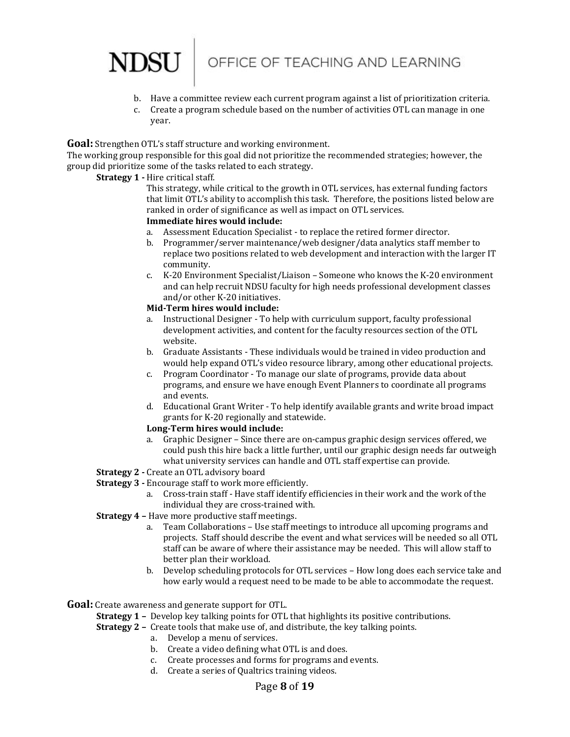b. Have a committee review each current program against a list of prioritization criteria.
c. Create a program schedule based on the number of activities OTL can manage in one year.

**Goal:** Strengthen OTL's staff structure and working environment.

The working group responsible for this goal did not prioritize the recommended strategies; however, the group did prioritize some of the tasks related to each strategy.

**Strategy 1 -** Hire critical staff.

This strategy, while critical to the growth in OTL services, has external funding factors that limit OTL's ability to accomplish this task. Therefore, the positions listed below are ranked in order of significance as well as impact on OTL services.

**Immediate hires would include:**

a. Assessment Education Specialist - to replace the retired former director.
b. Programmer/server maintenance/web designer/data analytics staff member to replace two positions related to web development and interaction with the larger IT community.
c. K-20 Environment Specialist/Liaison – Someone who knows the K-20 environment and can help recruit NDSU faculty for high needs professional development classes and/or other K-20 initiatives.

**Mid-Term hires would include:**

a. Instructional Designer - To help with curriculum support, faculty professional development activities, and content for the faculty resources section of the OTL website.
b. Graduate Assistants - These individuals would be trained in video production and would help expand OTL's video resource library, among other educational projects.
c. Program Coordinator - To manage our slate of programs, provide data about programs, and ensure we have enough Event Planners to coordinate all programs and events.
d. Educational Grant Writer - To help identify available grants and write broad impact grants for K-20 regionally and statewide.

**Long-Term hires would include:**

a. Graphic Designer – Since there are on-campus graphic design services offered, we could push this hire back a little further, until our graphic design needs far outweigh what university services can handle and OTL staff expertise can provide.

**Strategy 2 -** Create an OTL advisory board

**Strategy 3 -** Encourage staff to work more efficiently.

a. Cross-train staff - Have staff identify efficiencies in their work and the work of the individual they are cross-trained with.

**Strategy 4 –** Have more productive staff meetings.

a. Team Collaborations – Use staff meetings to introduce all upcoming programs and projects. Staff should describe the event and what services will be needed so all OTL staff can be aware of where their assistance may be needed. This will allow staff to better plan their workload.
b. Develop scheduling protocols for OTL services – How long does each service take and how early would a request need to be made to be able to accommodate the request.

**Goal:** Create awareness and generate support for OTL.

**Strategy 1 –** Develop key talking points for OTL that highlights its positive contributions.

**Strategy 2 –** Create tools that make use of, and distribute, the key talking points.

a. Develop a menu of services.
b. Create a video defining what OTL is and does.
c. Create processes and forms for programs and events.
d. Create a series of Qualtrics training videos.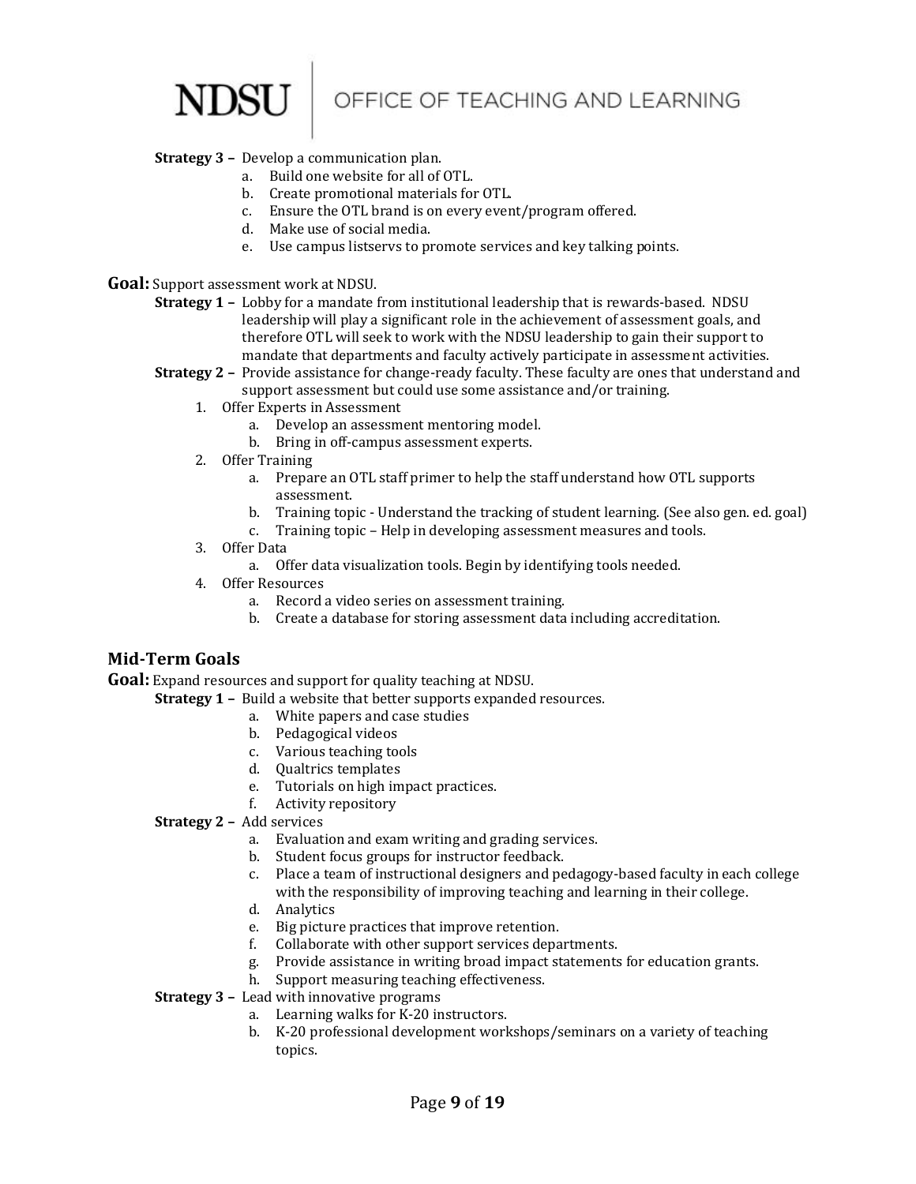**Strategy 3 –** Develop a communication plan.

a. Build one website for all of OTL.
b. Create promotional materials for OTL.
c. Ensure the OTL brand is on every event/program offered.
d. Make use of social media.
e. Use campus listservs to promote services and key talking points.

**Goal:** Support assessment work at NDSU.

**Strategy 1 –** Lobby for a mandate from institutional leadership that is rewards-based. NDSU leadership will play a significant role in the achievement of assessment goals, and therefore OTL will seek to work with the NDSU leadership to gain their support to mandate that departments and faculty actively participate in assessment activities.

**Strategy 2 –** Provide assistance for change-ready faculty. These faculty are ones that understand and support assessment but could use some assistance and/or training.

1. Offer Experts in Assessment
   a. Develop an assessment mentoring model.
   b. Bring in off-campus assessment experts.
2. Offer Training
   a. Prepare an OTL staff primer to help the staff understand how OTL supports assessment.
   b. Training topic - Understand the tracking of student learning. (See also gen. ed. goal)
   c. Training topic – Help in developing assessment measures and tools.
3. Offer Data
   a. Offer data visualization tools. Begin by identifying tools needed.
4. Offer Resources
   a. Record a video series on assessment training.
   b. Create a database for storing assessment data including accreditation.

## Mid-Term Goals

**Goal:** Expand resources and support for quality teaching at NDSU.

**Strategy 1 –** Build a website that better supports expanded resources.

a. White papers and case studies
b. Pedagogical videos
c. Various teaching tools
d. Qualtrics templates
e. Tutorials on high impact practices.
f. Activity repository

**Strategy 2 –** Add services

a. Evaluation and exam writing and grading services.
b. Student focus groups for instructor feedback.
c. Place a team of instructional designers and pedagogy-based faculty in each college with the responsibility of improving teaching and learning in their college.
d. Analytics
e. Big picture practices that improve retention.
f. Collaborate with other support services departments.
g. Provide assistance in writing broad impact statements for education grants.
h. Support measuring teaching effectiveness.

**Strategy 3 –** Lead with innovative programs

a. Learning walks for K-20 instructors.
b. K-20 professional development workshops/seminars on a variety of teaching topics.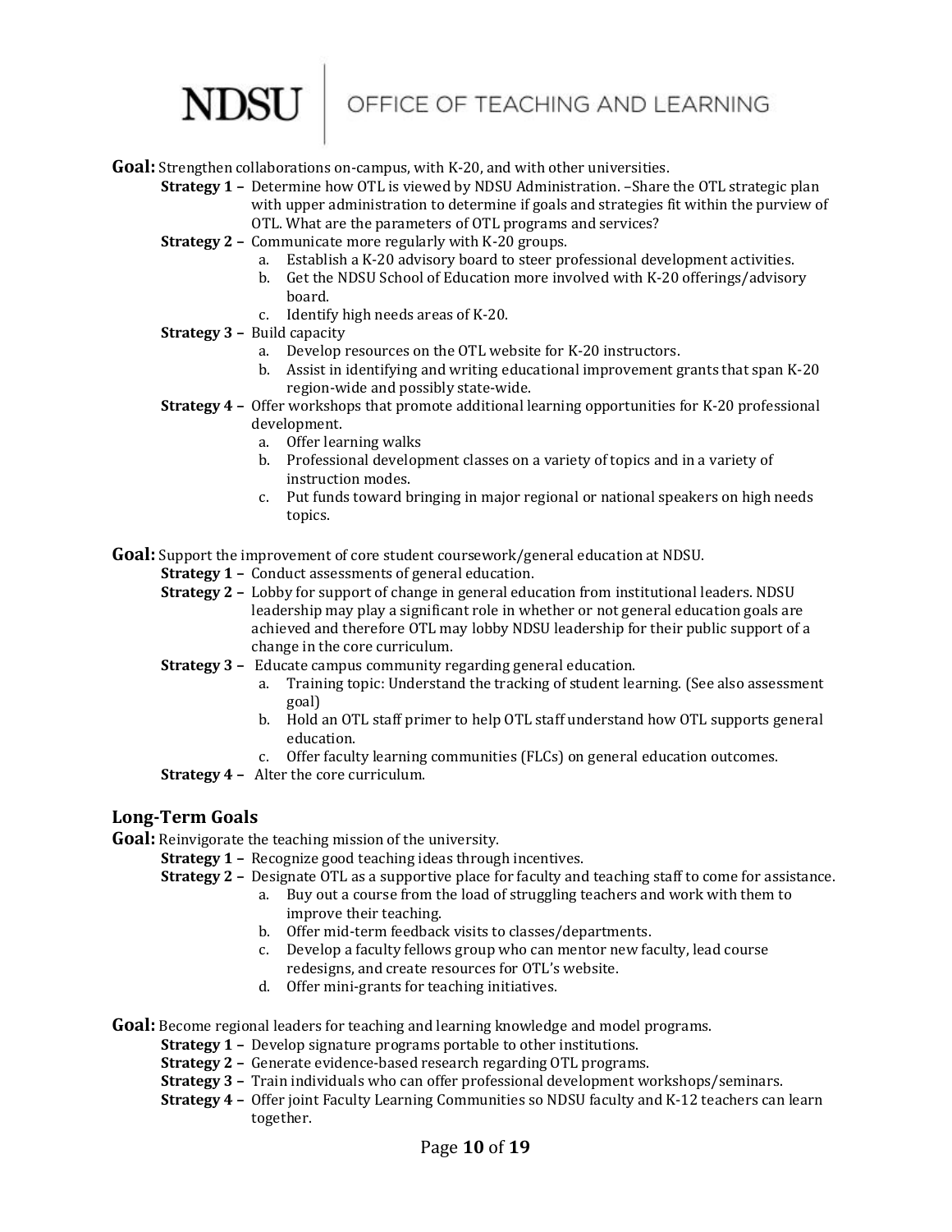**Goal:** Strengthen collaborations on-campus, with K-20, and with other universities.

- **Strategy 1 –** Determine how OTL is viewed by NDSU Administration. –Share the OTL strategic plan with upper administration to determine if goals and strategies fit within the purview of OTL. What are the parameters of OTL programs and services?
- **Strategy 2 –** Communicate more regularly with K-20 groups.
  a. Establish a K-20 advisory board to steer professional development activities.
  b. Get the NDSU School of Education more involved with K-20 offerings/advisory board.
  c. Identify high needs areas of K-20.
- **Strategy 3 –** Build capacity
  a. Develop resources on the OTL website for K-20 instructors.
  b. Assist in identifying and writing educational improvement grants that span K-20 region-wide and possibly state-wide.
- **Strategy 4 –** Offer workshops that promote additional learning opportunities for K-20 professional development.
  a. Offer learning walks
  b. Professional development classes on a variety of topics and in a variety of instruction modes.
  c. Put funds toward bringing in major regional or national speakers on high needs topics.

**Goal:** Support the improvement of core student coursework/general education at NDSU.

- **Strategy 1 –** Conduct assessments of general education.
- **Strategy 2 –** Lobby for support of change in general education from institutional leaders. NDSU leadership may play a significant role in whether or not general education goals are achieved and therefore OTL may lobby NDSU leadership for their public support of a change in the core curriculum.
- **Strategy 3 –** Educate campus community regarding general education.
  a. Training topic: Understand the tracking of student learning. (See also assessment goal)
  b. Hold an OTL staff primer to help OTL staff understand how OTL supports general education.
  c. Offer faculty learning communities (FLCs) on general education outcomes.
- **Strategy 4 –** Alter the core curriculum.

## Long-Term Goals

**Goal:** Reinvigorate the teaching mission of the university.

- **Strategy 1 –** Recognize good teaching ideas through incentives.
- **Strategy 2 –** Designate OTL as a supportive place for faculty and teaching staff to come for assistance.
  a. Buy out a course from the load of struggling teachers and work with them to improve their teaching.
  b. Offer mid-term feedback visits to classes/departments.
  c. Develop a faculty fellows group who can mentor new faculty, lead course redesigns, and create resources for OTL's website.
  d. Offer mini-grants for teaching initiatives.

**Goal:** Become regional leaders for teaching and learning knowledge and model programs.

- **Strategy 1 –** Develop signature programs portable to other institutions.
- **Strategy 2 –** Generate evidence-based research regarding OTL programs.
- **Strategy 3 –** Train individuals who can offer professional development workshops/seminars.
- **Strategy 4 –** Offer joint Faculty Learning Communities so NDSU faculty and K-12 teachers can learn together.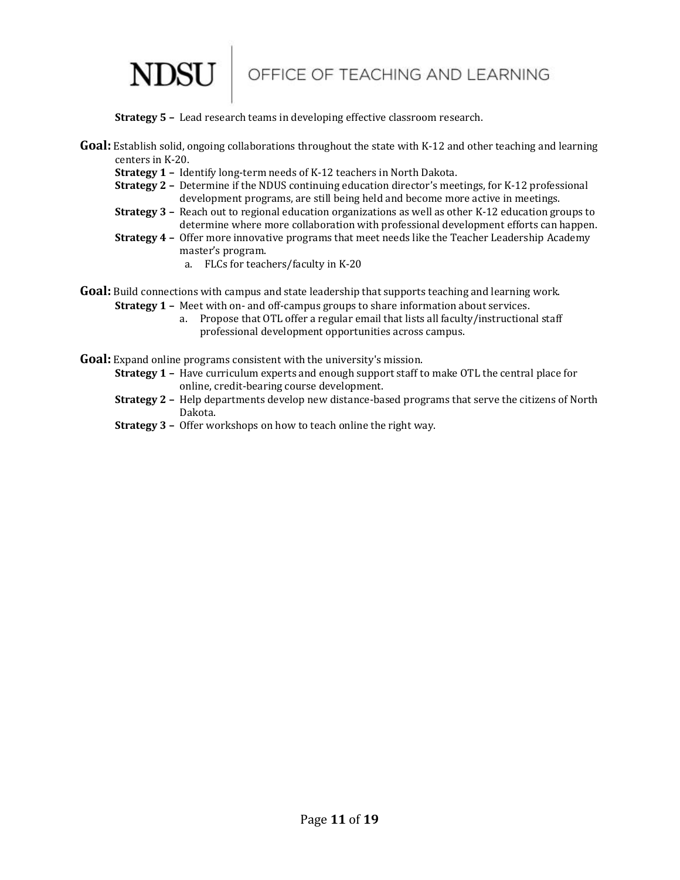**Strategy 5 –** Lead research teams in developing effective classroom research.

**Goal:** Establish solid, ongoing collaborations throughout the state with K-12 and other teaching and learning centers in K-20.

- **Strategy 1 –** Identify long-term needs of K-12 teachers in North Dakota.
- **Strategy 2 –** Determine if the NDUS continuing education director's meetings, for K-12 professional development programs, are still being held and become more active in meetings.
- **Strategy 3 –** Reach out to regional education organizations as well as other K-12 education groups to determine where more collaboration with professional development efforts can happen.
- **Strategy 4 –** Offer more innovative programs that meet needs like the Teacher Leadership Academy master's program.
    a. FLCs for teachers/faculty in K-20

**Goal:** Build connections with campus and state leadership that supports teaching and learning work.

- **Strategy 1 –** Meet with on- and off-campus groups to share information about services.
    a. Propose that OTL offer a regular email that lists all faculty/instructional staff professional development opportunities across campus.

**Goal:** Expand online programs consistent with the university's mission.

- **Strategy 1 –** Have curriculum experts and enough support staff to make OTL the central place for online, credit-bearing course development.
- **Strategy 2 –** Help departments develop new distance-based programs that serve the citizens of North Dakota.
- **Strategy 3 –** Offer workshops on how to teach online the right way.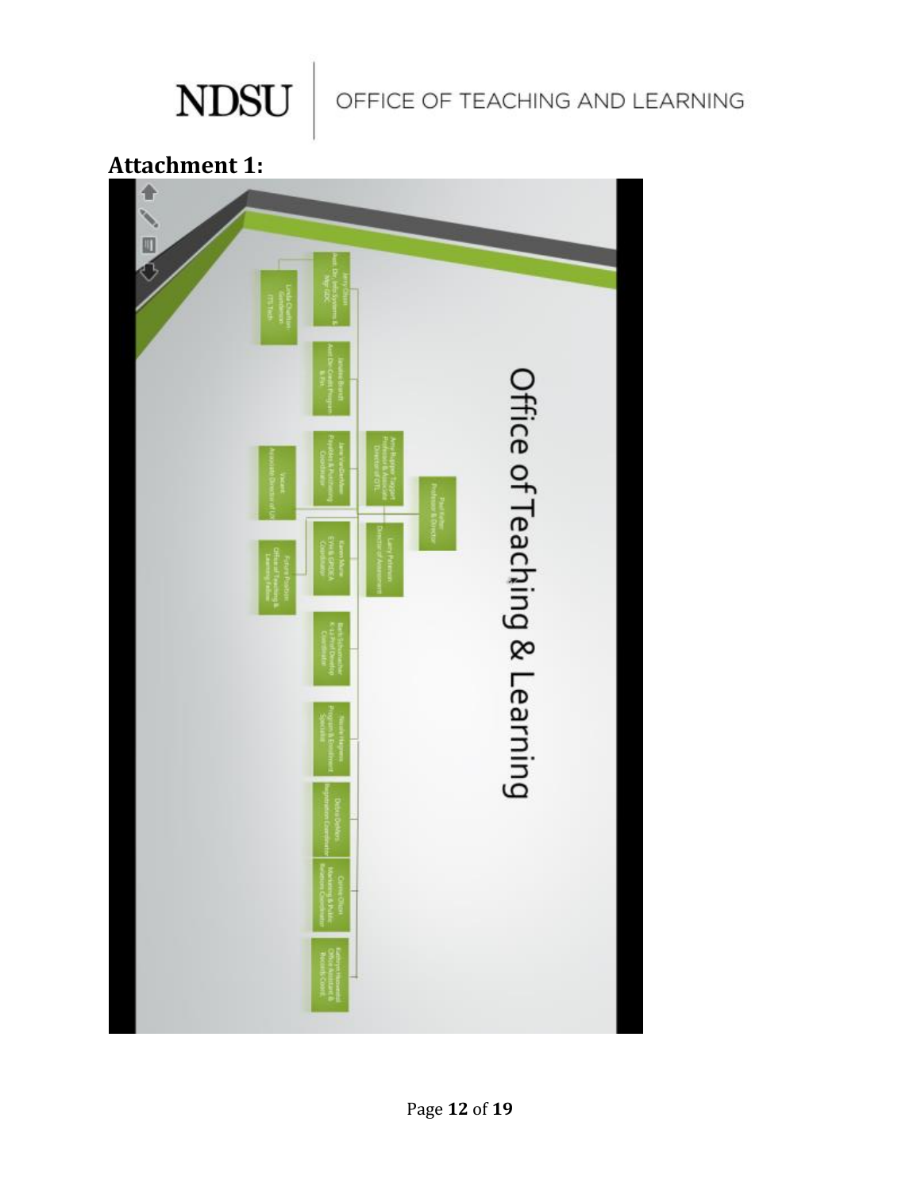# Attachment 1:

Office of Teaching & Learning

Paul Kelter
Professor & Director

Amy Rupiper Taggart
Professor & Associate Director of OTL

Larry Peterson
Director of Assessment

Jerry Olson
Asst. Dir. Info Systems & Mgr GDC

Linda Charlton-Gunderson
ITS Tech

Janelle Branch
Asst. Dir. Credit Program & Fin

Jane VanDerMeer
Payables & Purchasing Coordinator

Vacant
Associate Director of OTL

Karen Munn
EYH & GPIDEA Coordinator

Future Position
Office of Teaching & Learning Fellow

Barb Schumacher
K-12 Prof Develop Coordinator

Natalie Hegness
Program & Enrollment Specialist

Debra Dykhuis
Registration Coordinator

Connie Olson
Marketing & Public Relations Coordinator

Kathryn Heieverold
Office Assistant & Records Coord.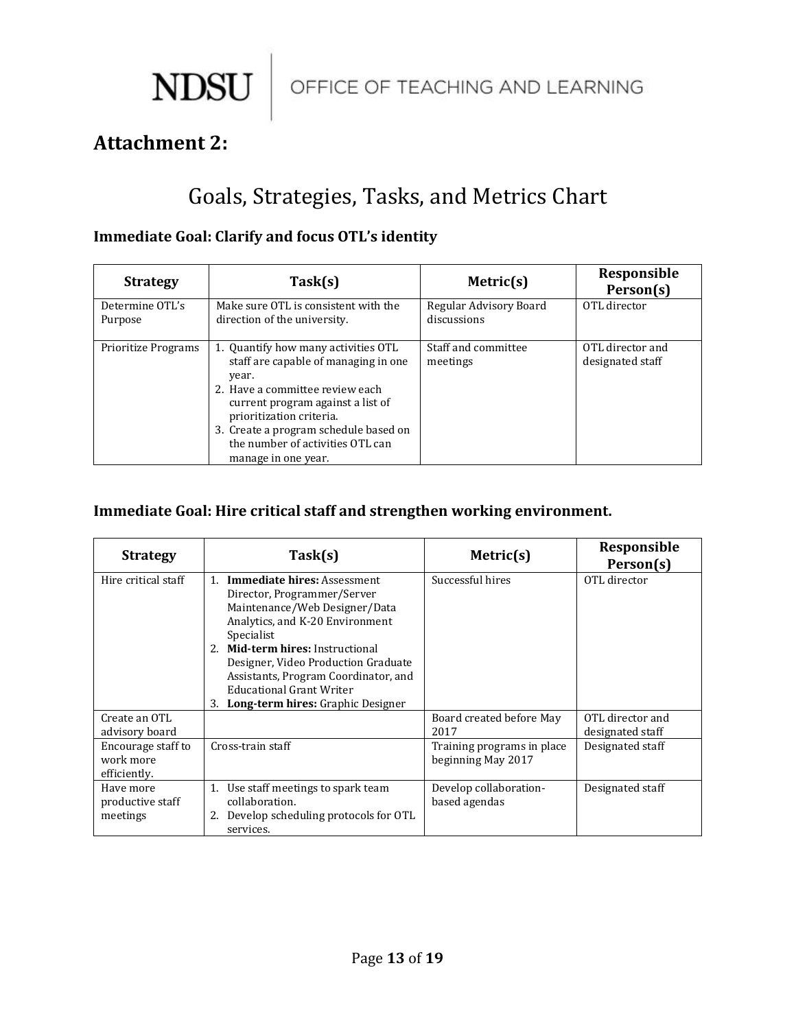## Attachment 2:

# Goals, Strategies, Tasks, and Metrics Chart

### Immediate Goal: Clarify and focus OTL's identity

| Strategy | Task(s) | Metric(s) | Responsible Person(s) |
|---|---|---|---|
| Determine OTL's Purpose | Make sure OTL is consistent with the direction of the university. | Regular Advisory Board discussions | OTL director |
| Prioritize Programs | 1. Quantify how many activities OTL staff are capable of managing in one year.<br>2. Have a committee review each current program against a list of prioritization criteria.<br>3. Create a program schedule based on the number of activities OTL can manage in one year. | Staff and committee meetings | OTL director and designated staff |

### Immediate Goal: Hire critical staff and strengthen working environment.

| Strategy | Task(s) | Metric(s) | Responsible Person(s) |
|---|---|---|---|
| Hire critical staff | 1. **Immediate hires:** Assessment Director, Programmer/Server Maintenance/Web Designer/Data Analytics, and K-20 Environment Specialist<br>2. **Mid-term hires:** Instructional Designer, Video Production Graduate Assistants, Program Coordinator, and Educational Grant Writer<br>3. **Long-term hires:** Graphic Designer | Successful hires | OTL director |
| Create an OTL advisory board | | Board created before May 2017 | OTL director and designated staff |
| Encourage staff to work more efficiently. | Cross-train staff | Training programs in place beginning May 2017 | Designated staff |
| Have more productive staff meetings | 1. Use staff meetings to spark team collaboration.<br>2. Develop scheduling protocols for OTL services. | Develop collaboration-based agendas | Designated staff |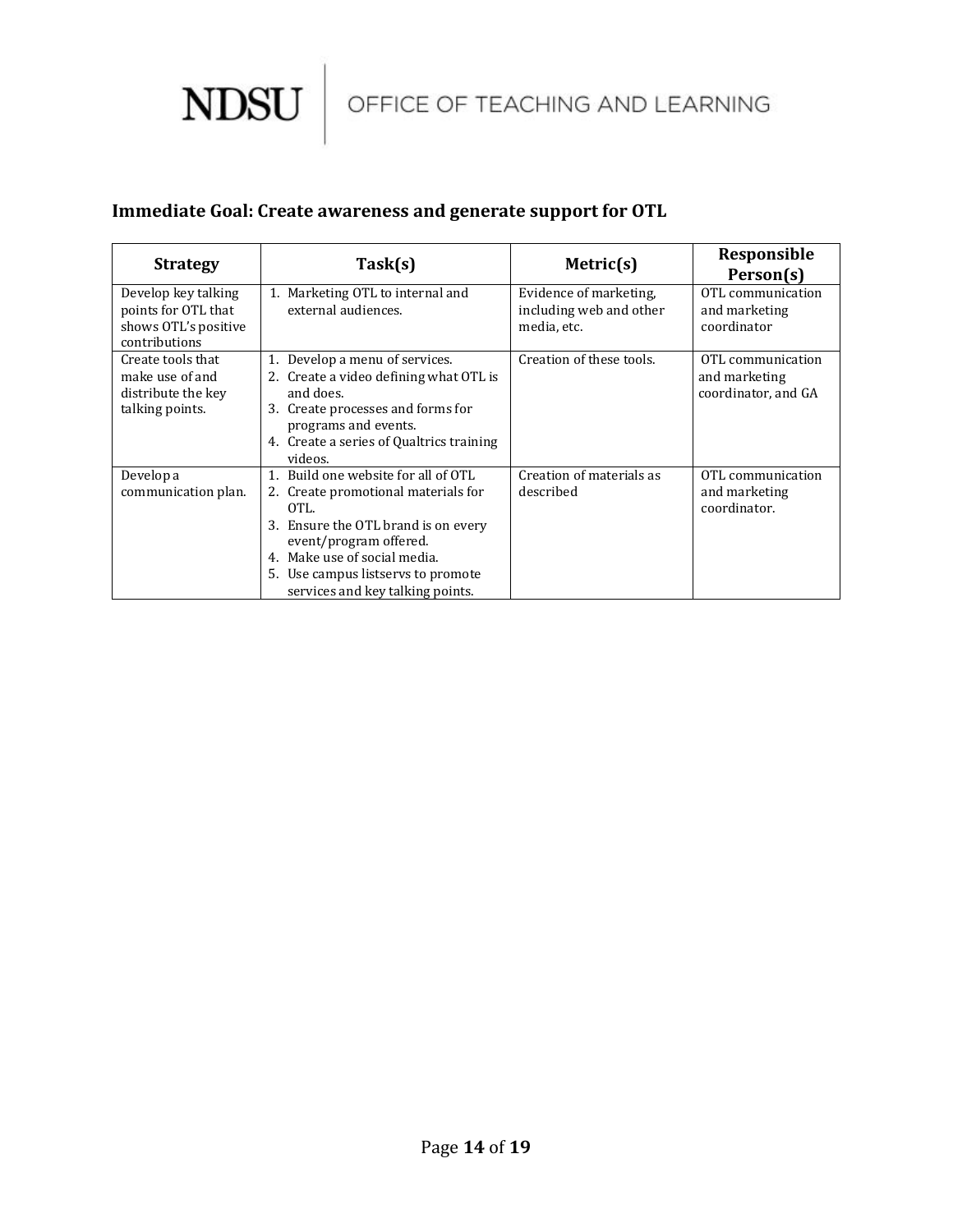## Immediate Goal: Create awareness and generate support for OTL

| Strategy | Task(s) | Metric(s) | Responsible Person(s) |
|---|---|---|---|
| Develop key talking points for OTL that shows OTL's positive contributions | 1. Marketing OTL to internal and external audiences. | Evidence of marketing, including web and other media, etc. | OTL communication and marketing coordinator |
| Create tools that make use of and distribute the key talking points. | 1. Develop a menu of services.<br>2. Create a video defining what OTL is and does.<br>3. Create processes and forms for programs and events.<br>4. Create a series of Qualtrics training videos. | Creation of these tools. | OTL communication and marketing coordinator, and GA |
| Develop a communication plan. | 1. Build one website for all of OTL<br>2. Create promotional materials for OTL.<br>3. Ensure the OTL brand is on every event/program offered.<br>4. Make use of social media.<br>5. Use campus listservs to promote services and key talking points. | Creation of materials as described | OTL communication and marketing coordinator. |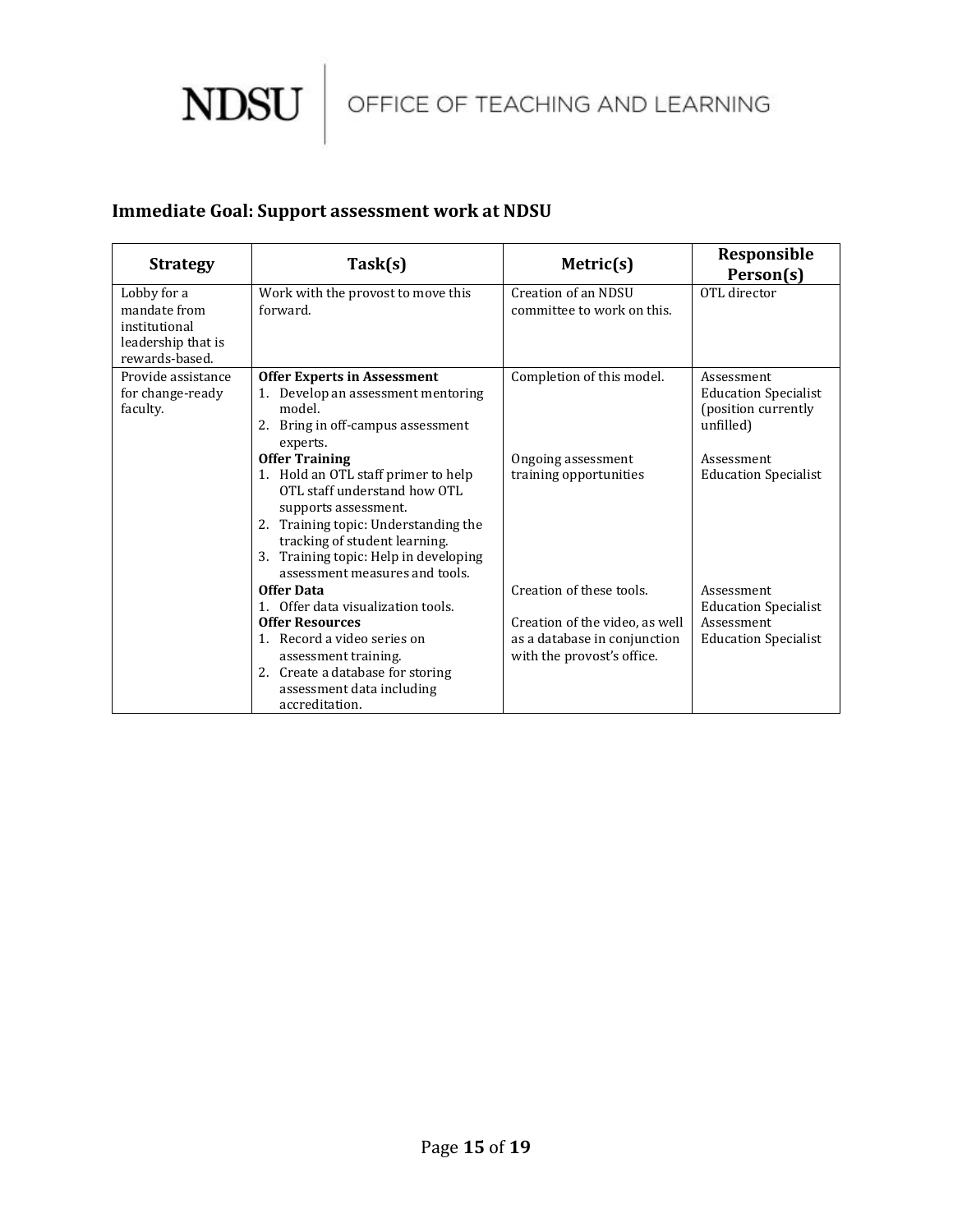## Immediate Goal: Support assessment work at NDSU

| Strategy | Task(s) | Metric(s) | Responsible Person(s) |
|---|---|---|---|
| Lobby for a mandate from institutional leadership that is rewards-based. | Work with the provost to move this forward. | Creation of an NDSU committee to work on this. | OTL director |
| Provide assistance for change-ready faculty. | **Offer Experts in Assessment**<br>1. Develop an assessment mentoring model.<br>2. Bring in off-campus assessment experts. | Completion of this model. | Assessment Education Specialist (position currently unfilled) |
| | **Offer Training**<br>1. Hold an OTL staff primer to help OTL staff understand how OTL supports assessment.<br>2. Training topic: Understanding the tracking of student learning.<br>3. Training topic: Help in developing assessment measures and tools. | Ongoing assessment training opportunities | Assessment Education Specialist |
| | **Offer Data**<br>1. Offer data visualization tools. | Creation of these tools. | Assessment Education Specialist |
| | **Offer Resources**<br>1. Record a video series on assessment training.<br>2. Create a database for storing assessment data including accreditation. | Creation of the video, as well as a database in conjunction with the provost's office. | Assessment Education Specialist |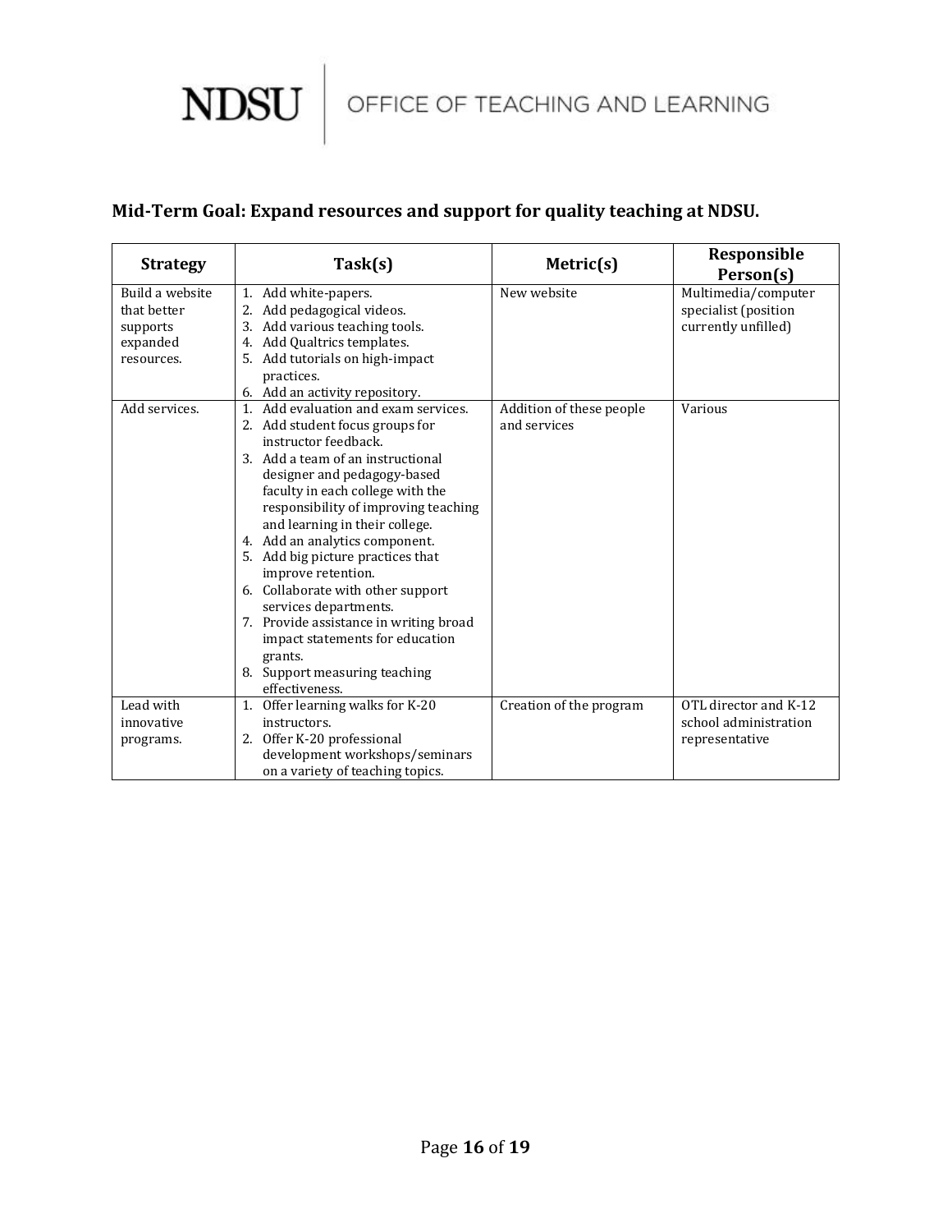**Mid-Term Goal: Expand resources and support for quality teaching at NDSU.**

| Strategy | Task(s) | Metric(s) | Responsible Person(s) |
|---|---|---|---|
| Build a website that better supports expanded resources. | 1. Add white-papers.<br>2. Add pedagogical videos.<br>3. Add various teaching tools.<br>4. Add Qualtrics templates.<br>5. Add tutorials on high-impact practices.<br>6. Add an activity repository. | New website | Multimedia/computer specialist (position currently unfilled) |
| Add services. | 1. Add evaluation and exam services.<br>2. Add student focus groups for instructor feedback.<br>3. Add a team of an instructional designer and pedagogy-based faculty in each college with the responsibility of improving teaching and learning in their college.<br>4. Add an analytics component.<br>5. Add big picture practices that improve retention.<br>6. Collaborate with other support services departments.<br>7. Provide assistance in writing broad impact statements for education grants.<br>8. Support measuring teaching effectiveness. | Addition of these people and services | Various |
| Lead with innovative programs. | 1. Offer learning walks for K-20 instructors.<br>2. Offer K-20 professional development workshops/seminars on a variety of teaching topics. | Creation of the program | OTL director and K-12 school administration representative |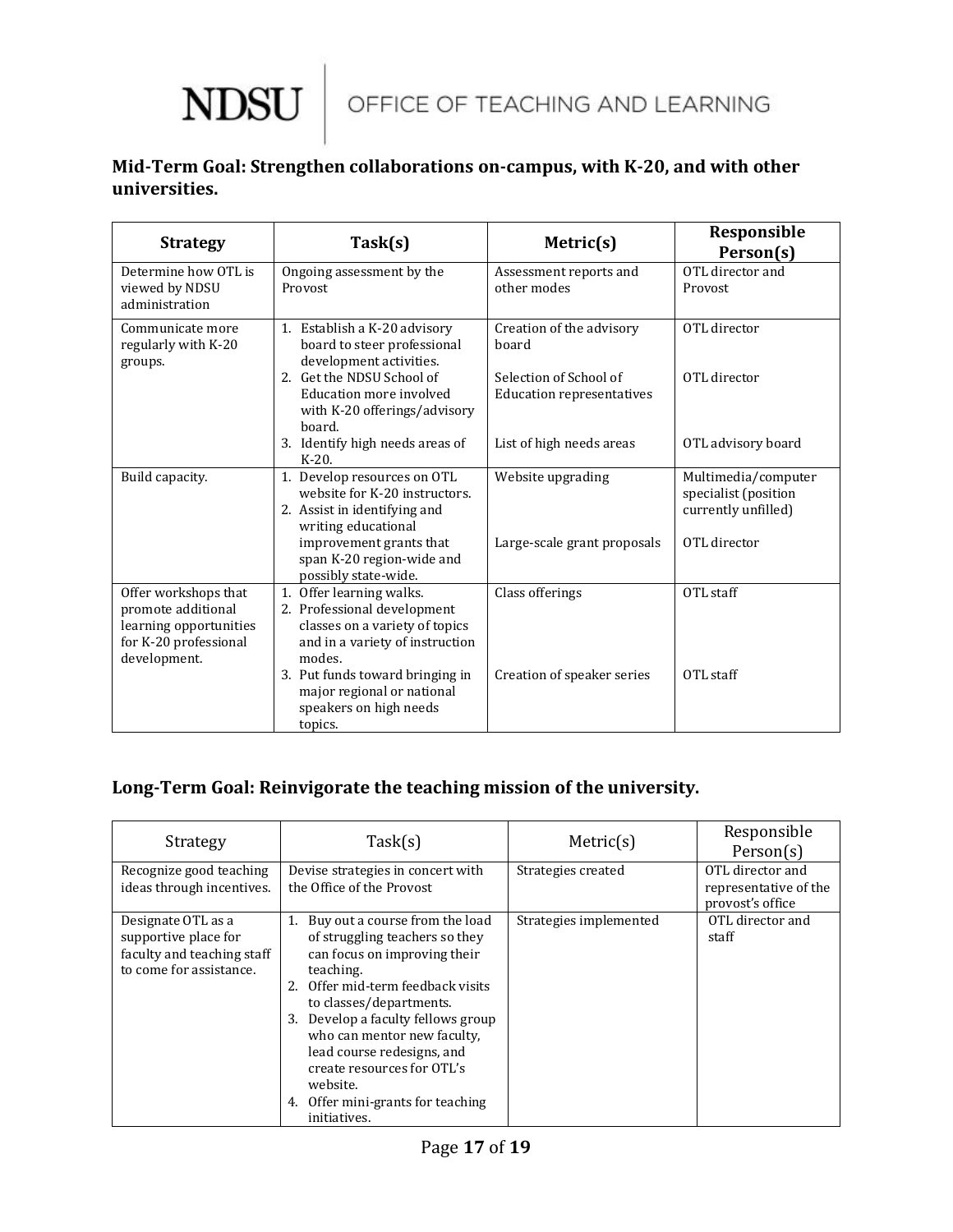### Mid-Term Goal: Strengthen collaborations on-campus, with K-20, and with other universities.

| Strategy | Task(s) | Metric(s) | Responsible Person(s) |
|---|---|---|---|
| Determine how OTL is viewed by NDSU administration | Ongoing assessment by the Provost | Assessment reports and other modes | OTL director and Provost |
| Communicate more regularly with K-20 groups. | 1. Establish a K-20 advisory board to steer professional development activities. | Creation of the advisory board | OTL director |
| | 2. Get the NDSU School of Education more involved with K-20 offerings/advisory board. | Selection of School of Education representatives | OTL director |
| | 3. Identify high needs areas of K-20. | List of high needs areas | OTL advisory board |
| Build capacity. | 1. Develop resources on OTL website for K-20 instructors. | Website upgrading | Multimedia/computer specialist (position currently unfilled) |
| | 2. Assist in identifying and writing educational improvement grants that span K-20 region-wide and possibly state-wide. | Large-scale grant proposals | OTL director |
| Offer workshops that promote additional learning opportunities for K-20 professional development. | 1. Offer learning walks.<br>2. Professional development classes on a variety of topics and in a variety of instruction modes. | Class offerings | OTL staff |
| | 3. Put funds toward bringing in major regional or national speakers on high needs topics. | Creation of speaker series | OTL staff |

### Long-Term Goal: Reinvigorate the teaching mission of the university.

| Strategy | Task(s) | Metric(s) | Responsible Person(s) |
|---|---|---|---|
| Recognize good teaching ideas through incentives. | Devise strategies in concert with the Office of the Provost | Strategies created | OTL director and representative of the provost's office |
| Designate OTL as a supportive place for faculty and teaching staff to come for assistance. | 1. Buy out a course from the load of struggling teachers so they can focus on improving their teaching.<br>2. Offer mid-term feedback visits to classes/departments.<br>3. Develop a faculty fellows group who can mentor new faculty, lead course redesigns, and create resources for OTL's website.<br>4. Offer mini-grants for teaching initiatives. | Strategies implemented | OTL director and staff |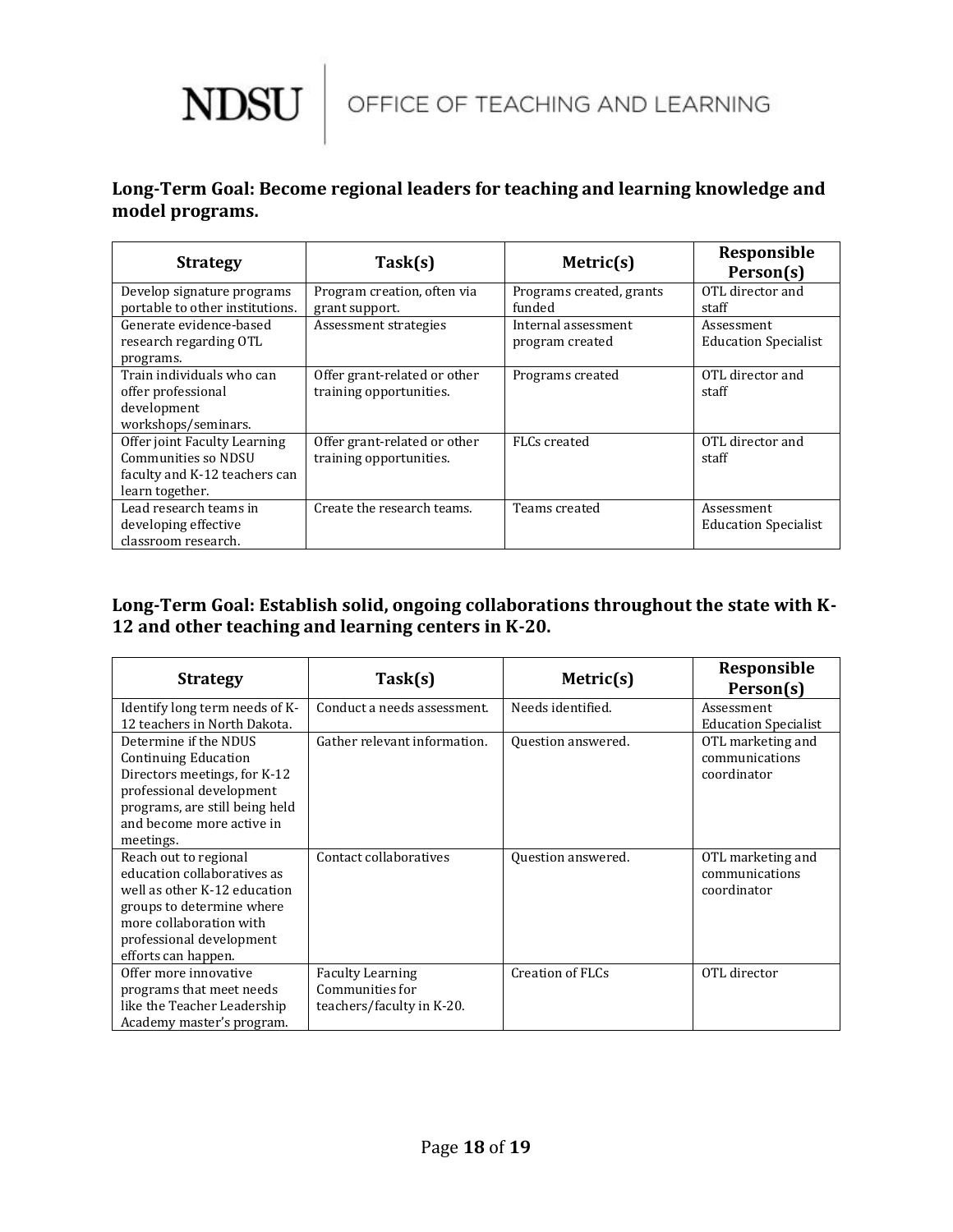**Long-Term Goal: Become regional leaders for teaching and learning knowledge and model programs.**

| Strategy | Task(s) | Metric(s) | Responsible Person(s) |
|---|---|---|---|
| Develop signature programs portable to other institutions. | Program creation, often via grant support. | Programs created, grants funded | OTL director and staff |
| Generate evidence-based research regarding OTL programs. | Assessment strategies | Internal assessment program created | Assessment Education Specialist |
| Train individuals who can offer professional development workshops/seminars. | Offer grant-related or other training opportunities. | Programs created | OTL director and staff |
| Offer joint Faculty Learning Communities so NDSU faculty and K-12 teachers can learn together. | Offer grant-related or other training opportunities. | FLCs created | OTL director and staff |
| Lead research teams in developing effective classroom research. | Create the research teams. | Teams created | Assessment Education Specialist |

**Long-Term Goal: Establish solid, ongoing collaborations throughout the state with K-12 and other teaching and learning centers in K-20.**

| Strategy | Task(s) | Metric(s) | Responsible Person(s) |
|---|---|---|---|
| Identify long term needs of K-12 teachers in North Dakota. | Conduct a needs assessment. | Needs identified. | Assessment Education Specialist |
| Determine if the NDUS Continuing Education Directors meetings, for K-12 professional development programs, are still being held and become more active in meetings. | Gather relevant information. | Question answered. | OTL marketing and communications coordinator |
| Reach out to regional education collaboratives as well as other K-12 education groups to determine where more collaboration with professional development efforts can happen. | Contact collaboratives | Question answered. | OTL marketing and communications coordinator |
| Offer more innovative programs that meet needs like the Teacher Leadership Academy master's program. | Faculty Learning Communities for teachers/faculty in K-20. | Creation of FLCs | OTL director |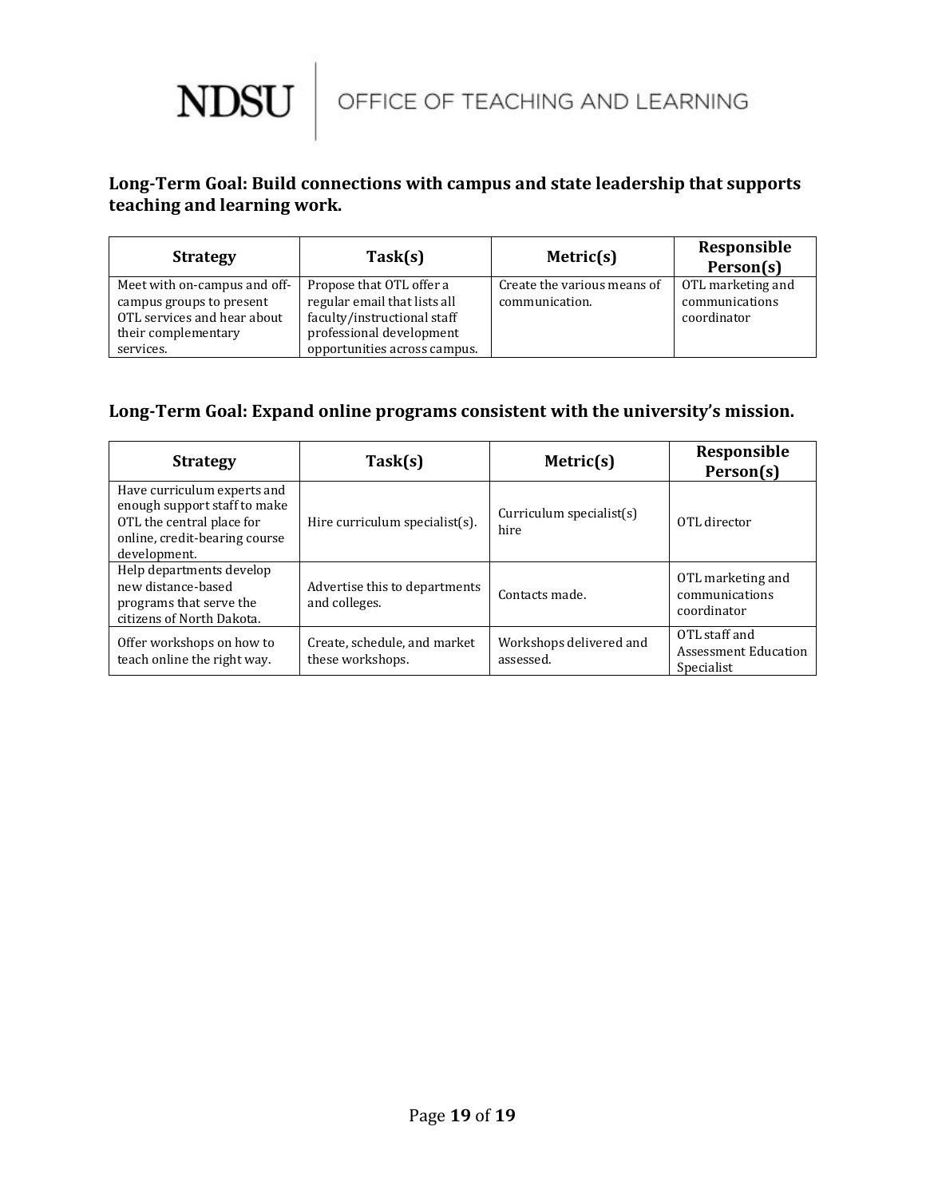### Long-Term Goal: Build connections with campus and state leadership that supports teaching and learning work.

| Strategy | Task(s) | Metric(s) | Responsible Person(s) |
|---|---|---|---|
| Meet with on-campus and off-campus groups to present OTL services and hear about their complementary services. | Propose that OTL offer a regular email that lists all faculty/instructional staff professional development opportunities across campus. | Create the various means of communication. | OTL marketing and communications coordinator |

### Long-Term Goal: Expand online programs consistent with the university's mission.

| Strategy | Task(s) | Metric(s) | Responsible Person(s) |
|---|---|---|---|
| Have curriculum experts and enough support staff to make OTL the central place for online, credit-bearing course development. | Hire curriculum specialist(s). | Curriculum specialist(s) hire | OTL director |
| Help departments develop new distance-based programs that serve the citizens of North Dakota. | Advertise this to departments and colleges. | Contacts made. | OTL marketing and communications coordinator |
| Offer workshops on how to teach online the right way. | Create, schedule, and market these workshops. | Workshops delivered and assessed. | OTL staff and Assessment Education Specialist |